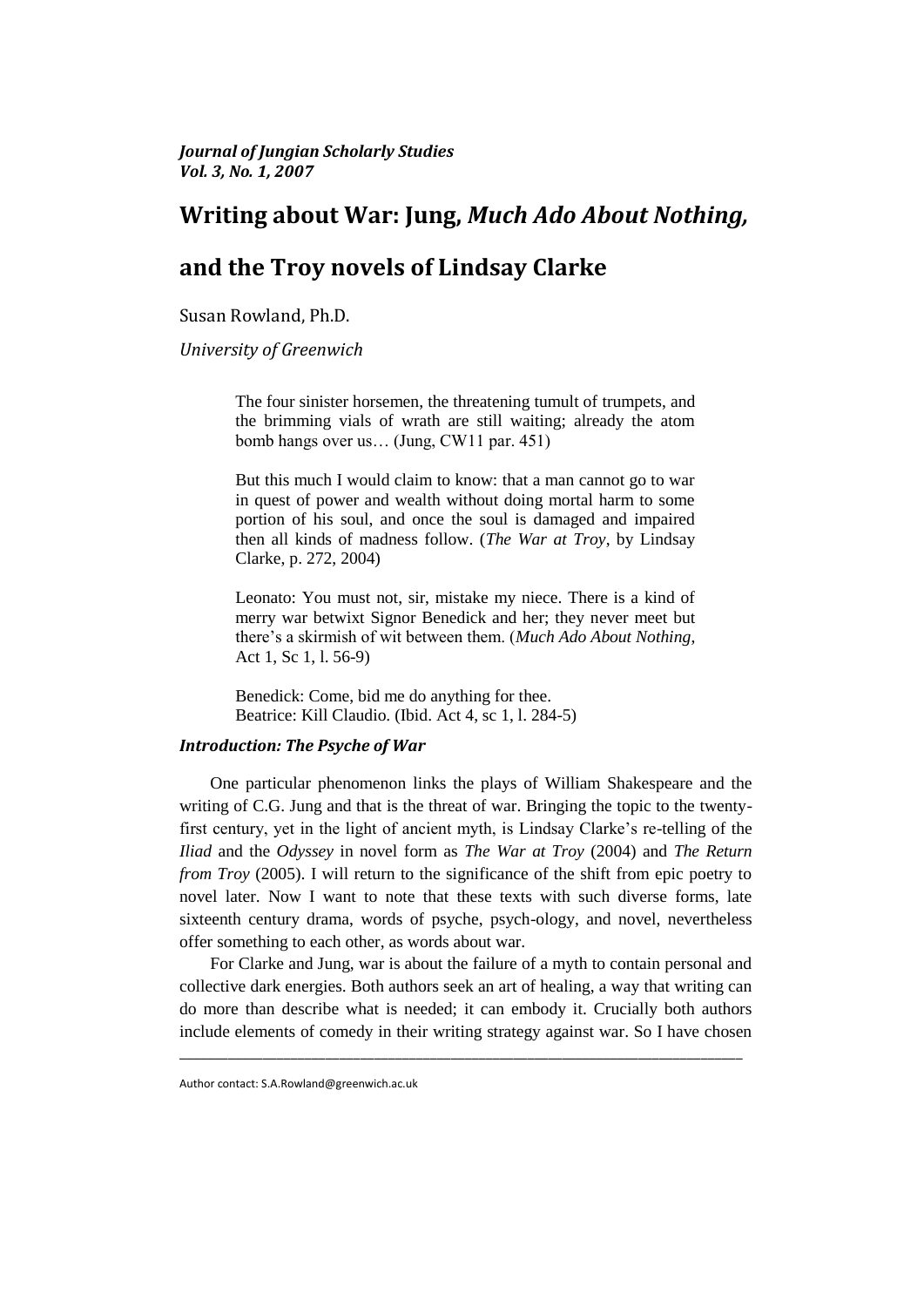*Journal of Jungian Scholarly Studies*
*Vol. 3, No. 1, 2007*

# Writing about War: Jung, *Much Ado About Nothing,* and the Troy novels of Lindsay Clarke

Susan Rowland, Ph.D.

*University of Greenwich*

> The four sinister horsemen, the threatening tumult of trumpets, and the brimming vials of wrath are still waiting; already the atom bomb hangs over us… (Jung, CW11 par. 451)

> But this much I would claim to know: that a man cannot go to war in quest of power and wealth without doing mortal harm to some portion of his soul, and once the soul is damaged and impaired then all kinds of madness follow. (*The War at Troy*, by Lindsay Clarke, p. 272, 2004)

> Leonato: You must not, sir, mistake my niece. There is a kind of merry war betwixt Signor Benedick and her; they never meet but there's a skirmish of wit between them. (*Much Ado About Nothing*, Act 1, Sc 1, l. 56-9)

> Benedick: Come, bid me do anything for thee.
> Beatrice: Kill Claudio. (Ibid. Act 4, sc 1, l. 284-5)

### *Introduction: The Psyche of War*

One particular phenomenon links the plays of William Shakespeare and the writing of C.G. Jung and that is the threat of war. Bringing the topic to the twenty-first century, yet in the light of ancient myth, is Lindsay Clarke's re-telling of the *Iliad* and the *Odyssey* in novel form as *The War at Troy* (2004) and *The Return from Troy* (2005). I will return to the significance of the shift from epic poetry to novel later. Now I want to note that these texts with such diverse forms, late sixteenth century drama, words of psyche, psych-ology, and novel, nevertheless offer something to each other, as words about war.

For Clarke and Jung, war is about the failure of a myth to contain personal and collective dark energies. Both authors seek an art of healing, a way that writing can do more than describe what is needed; it can embody it. Crucially both authors include elements of comedy in their writing strategy against war. So I have chosen

Author contact: S.A.Rowland@greenwich.ac.uk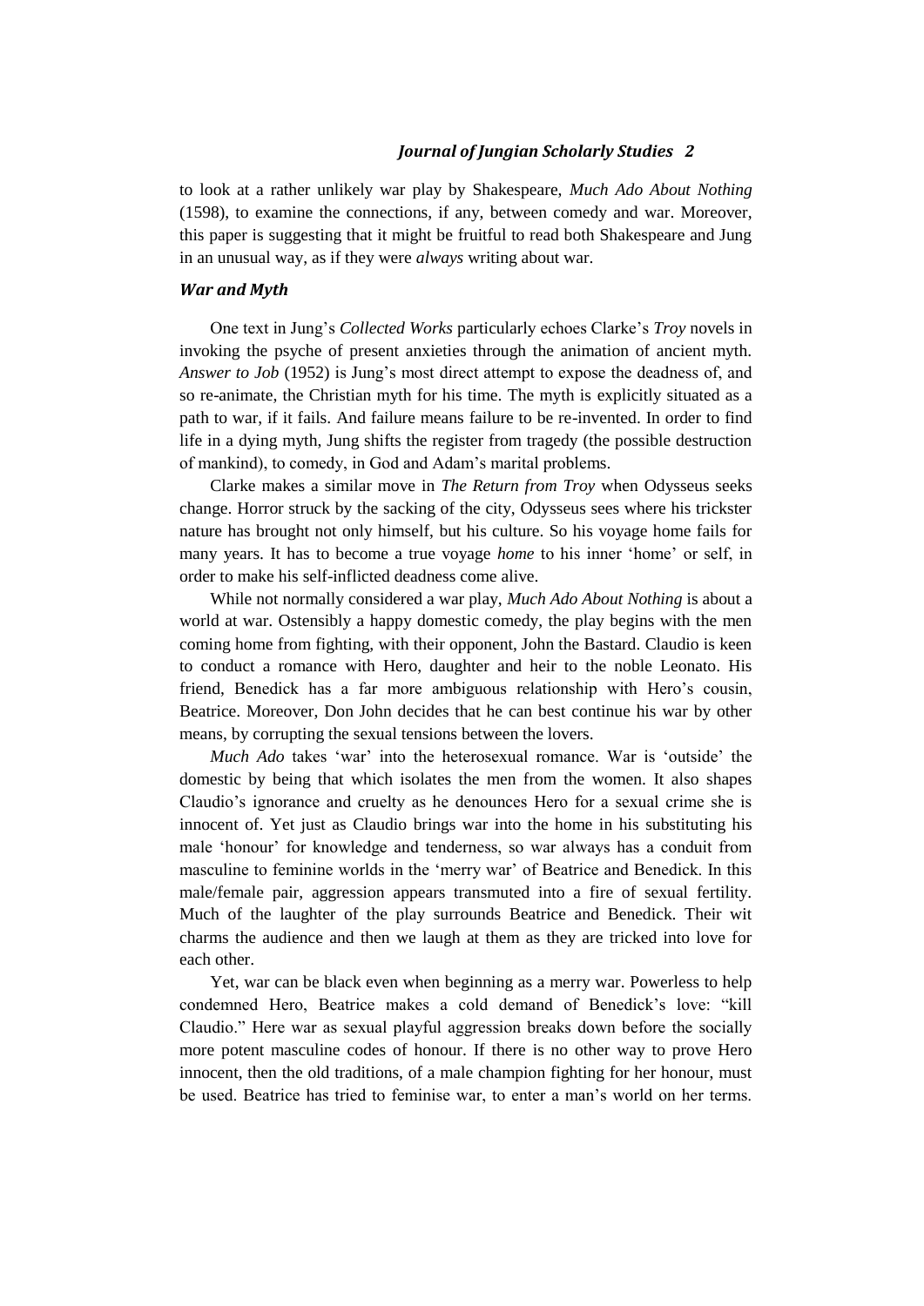to look at a rather unlikely war play by Shakespeare, *Much Ado About Nothing* (1598), to examine the connections, if any, between comedy and war. Moreover, this paper is suggesting that it might be fruitful to read both Shakespeare and Jung in an unusual way, as if they were *always* writing about war.

### *War and Myth*

One text in Jung's *Collected Works* particularly echoes Clarke's *Troy* novels in invoking the psyche of present anxieties through the animation of ancient myth. *Answer to Job* (1952) is Jung's most direct attempt to expose the deadness of, and so re-animate, the Christian myth for his time. The myth is explicitly situated as a path to war, if it fails. And failure means failure to be re-invented. In order to find life in a dying myth, Jung shifts the register from tragedy (the possible destruction of mankind), to comedy, in God and Adam's marital problems.

Clarke makes a similar move in *The Return from Troy* when Odysseus seeks change. Horror struck by the sacking of the city, Odysseus sees where his trickster nature has brought not only himself, but his culture. So his voyage home fails for many years. It has to become a true voyage *home* to his inner 'home' or self, in order to make his self-inflicted deadness come alive.

While not normally considered a war play, *Much Ado About Nothing* is about a world at war. Ostensibly a happy domestic comedy, the play begins with the men coming home from fighting, with their opponent, John the Bastard. Claudio is keen to conduct a romance with Hero, daughter and heir to the noble Leonato. His friend, Benedick has a far more ambiguous relationship with Hero's cousin, Beatrice. Moreover, Don John decides that he can best continue his war by other means, by corrupting the sexual tensions between the lovers.

*Much Ado* takes 'war' into the heterosexual romance. War is 'outside' the domestic by being that which isolates the men from the women. It also shapes Claudio's ignorance and cruelty as he denounces Hero for a sexual crime she is innocent of. Yet just as Claudio brings war into the home in his substituting his male 'honour' for knowledge and tenderness, so war always has a conduit from masculine to feminine worlds in the 'merry war' of Beatrice and Benedick. In this male/female pair, aggression appears transmuted into a fire of sexual fertility. Much of the laughter of the play surrounds Beatrice and Benedick. Their wit charms the audience and then we laugh at them as they are tricked into love for each other.

Yet, war can be black even when beginning as a merry war. Powerless to help condemned Hero, Beatrice makes a cold demand of Benedick's love: "kill Claudio." Here war as sexual playful aggression breaks down before the socially more potent masculine codes of honour. If there is no other way to prove Hero innocent, then the old traditions, of a male champion fighting for her honour, must be used. Beatrice has tried to feminise war, to enter a man's world on her terms.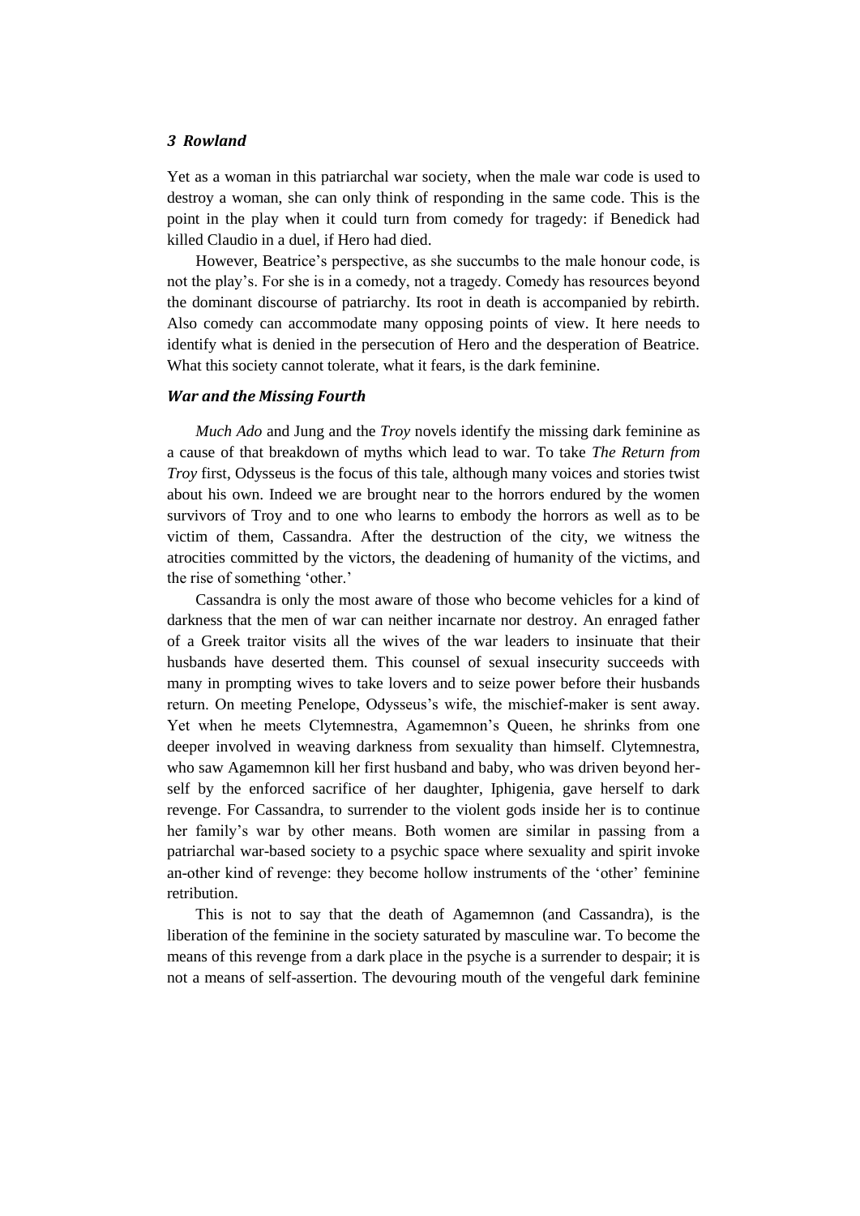Yet as a woman in this patriarchal war society, when the male war code is used to destroy a woman, she can only think of responding in the same code. This is the point in the play when it could turn from comedy for tragedy: if Benedick had killed Claudio in a duel, if Hero had died.

However, Beatrice's perspective, as she succumbs to the male honour code, is not the play's. For she is in a comedy, not a tragedy. Comedy has resources beyond the dominant discourse of patriarchy. Its root in death is accompanied by rebirth. Also comedy can accommodate many opposing points of view. It here needs to identify what is denied in the persecution of Hero and the desperation of Beatrice. What this society cannot tolerate, what it fears, is the dark feminine.

### *War and the Missing Fourth*

*Much Ado* and Jung and the *Troy* novels identify the missing dark feminine as a cause of that breakdown of myths which lead to war. To take *The Return from Troy* first, Odysseus is the focus of this tale, although many voices and stories twist about his own. Indeed we are brought near to the horrors endured by the women survivors of Troy and to one who learns to embody the horrors as well as to be victim of them, Cassandra. After the destruction of the city, we witness the atrocities committed by the victors, the deadening of humanity of the victims, and the rise of something 'other.'

Cassandra is only the most aware of those who become vehicles for a kind of darkness that the men of war can neither incarnate nor destroy. An enraged father of a Greek traitor visits all the wives of the war leaders to insinuate that their husbands have deserted them. This counsel of sexual insecurity succeeds with many in prompting wives to take lovers and to seize power before their husbands return. On meeting Penelope, Odysseus's wife, the mischief-maker is sent away. Yet when he meets Clytemnestra, Agamemnon's Queen, he shrinks from one deeper involved in weaving darkness from sexuality than himself. Clytemnestra, who saw Agamemnon kill her first husband and baby, who was driven beyond her-self by the enforced sacrifice of her daughter, Iphigenia, gave herself to dark revenge. For Cassandra, to surrender to the violent gods inside her is to continue her family's war by other means. Both women are similar in passing from a patriarchal war-based society to a psychic space where sexuality and spirit invoke an-other kind of revenge: they become hollow instruments of the 'other' feminine retribution.

This is not to say that the death of Agamemnon (and Cassandra), is the liberation of the feminine in the society saturated by masculine war. To become the means of this revenge from a dark place in the psyche is a surrender to despair; it is not a means of self-assertion. The devouring mouth of the vengeful dark feminine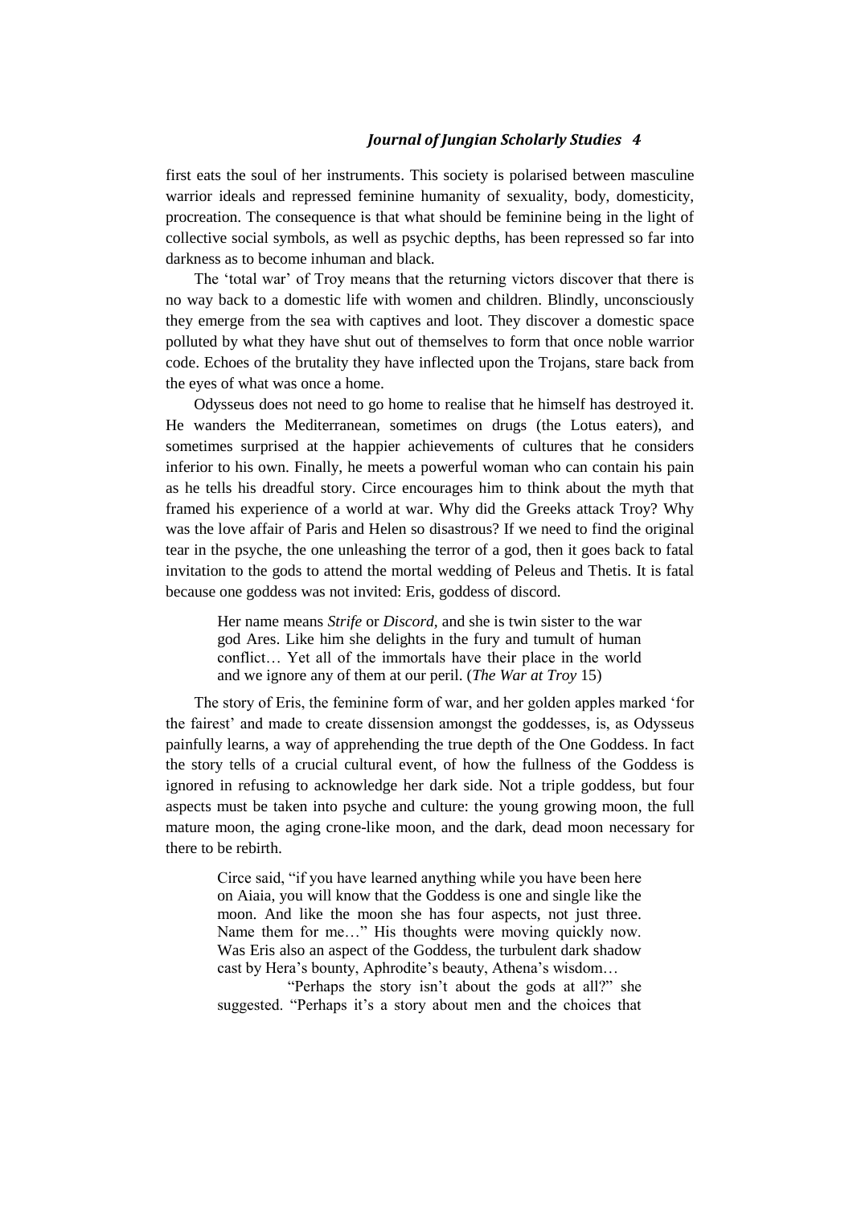first eats the soul of her instruments. This society is polarised between masculine warrior ideals and repressed feminine humanity of sexuality, body, domesticity, procreation. The consequence is that what should be feminine being in the light of collective social symbols, as well as psychic depths, has been repressed so far into darkness as to become inhuman and black.

The 'total war' of Troy means that the returning victors discover that there is no way back to a domestic life with women and children. Blindly, unconsciously they emerge from the sea with captives and loot. They discover a domestic space polluted by what they have shut out of themselves to form that once noble warrior code. Echoes of the brutality they have inflected upon the Trojans, stare back from the eyes of what was once a home.

Odysseus does not need to go home to realise that he himself has destroyed it. He wanders the Mediterranean, sometimes on drugs (the Lotus eaters), and sometimes surprised at the happier achievements of cultures that he considers inferior to his own. Finally, he meets a powerful woman who can contain his pain as he tells his dreadful story. Circe encourages him to think about the myth that framed his experience of a world at war. Why did the Greeks attack Troy? Why was the love affair of Paris and Helen so disastrous? If we need to find the original tear in the psyche, the one unleashing the terror of a god, then it goes back to fatal invitation to the gods to attend the mortal wedding of Peleus and Thetis. It is fatal because one goddess was not invited: Eris, goddess of discord.

> Her name means *Strife* or *Discord*, and she is twin sister to the war god Ares. Like him she delights in the fury and tumult of human conflict… Yet all of the immortals have their place in the world and we ignore any of them at our peril. (*The War at Troy* 15)

The story of Eris, the feminine form of war, and her golden apples marked 'for the fairest' and made to create dissension amongst the goddesses, is, as Odysseus painfully learns, a way of apprehending the true depth of the One Goddess. In fact the story tells of a crucial cultural event, of how the fullness of the Goddess is ignored in refusing to acknowledge her dark side. Not a triple goddess, but four aspects must be taken into psyche and culture: the young growing moon, the full mature moon, the aging crone-like moon, and the dark, dead moon necessary for there to be rebirth.

> Circe said, "if you have learned anything while you have been here on Aiaia, you will know that the Goddess is one and single like the moon. And like the moon she has four aspects, not just three. Name them for me…" His thoughts were moving quickly now. Was Eris also an aspect of the Goddess, the turbulent dark shadow cast by Hera's bounty, Aphrodite's beauty, Athena's wisdom…
>
> "Perhaps the story isn't about the gods at all?" she suggested. "Perhaps it's a story about men and the choices that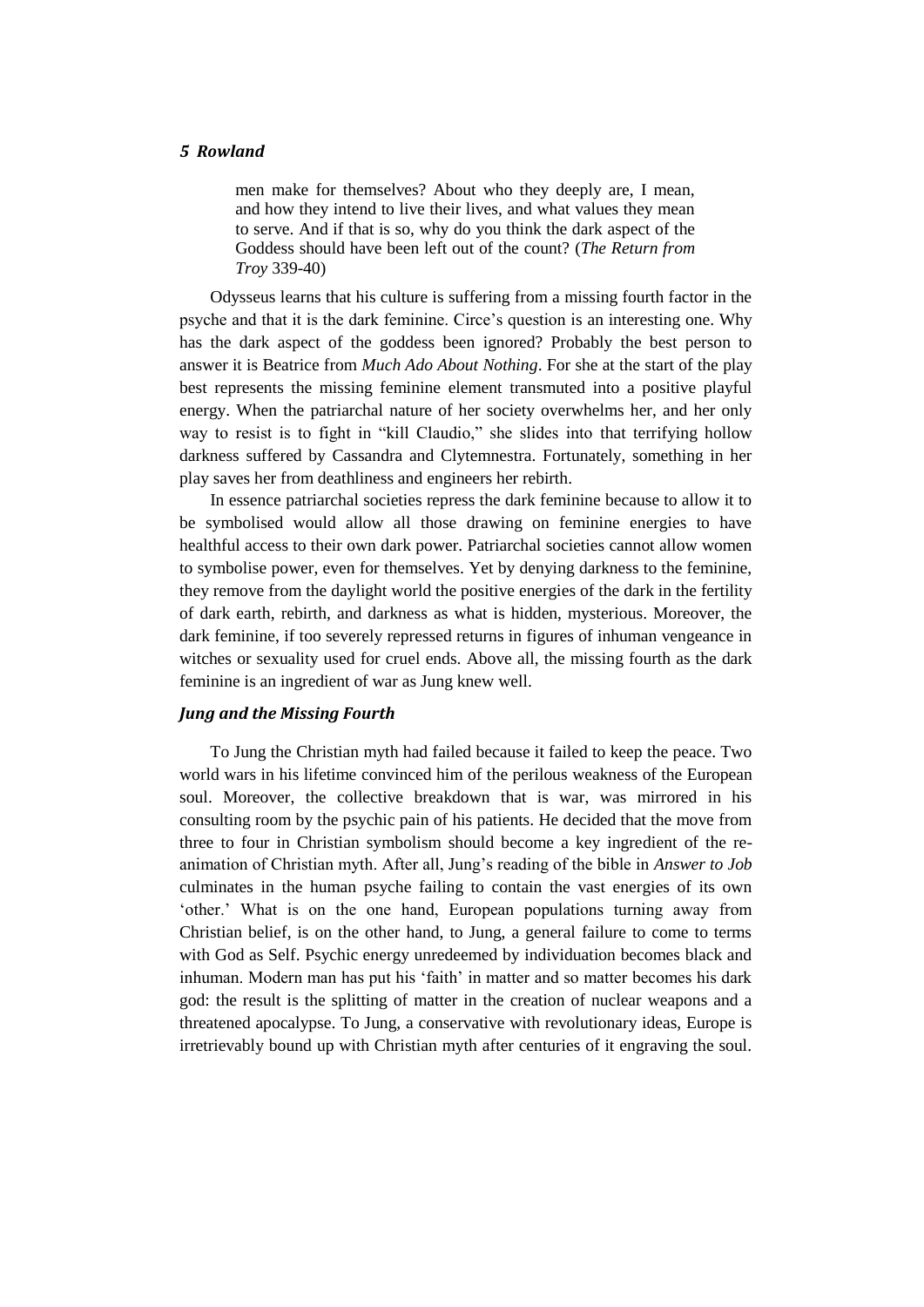> men make for themselves? About who they deeply are, I mean, and how they intend to live their lives, and what values they mean to serve. And if that is so, why do you think the dark aspect of the Goddess should have been left out of the count? (*The Return from Troy* 339-40)

Odysseus learns that his culture is suffering from a missing fourth factor in the psyche and that it is the dark feminine. Circe's question is an interesting one. Why has the dark aspect of the goddess been ignored? Probably the best person to answer it is Beatrice from *Much Ado About Nothing*. For she at the start of the play best represents the missing feminine element transmuted into a positive playful energy. When the patriarchal nature of her society overwhelms her, and her only way to resist is to fight in "kill Claudio," she slides into that terrifying hollow darkness suffered by Cassandra and Clytemnestra. Fortunately, something in her play saves her from deathliness and engineers her rebirth.

In essence patriarchal societies repress the dark feminine because to allow it to be symbolised would allow all those drawing on feminine energies to have healthful access to their own dark power. Patriarchal societies cannot allow women to symbolise power, even for themselves. Yet by denying darkness to the feminine, they remove from the daylight world the positive energies of the dark in the fertility of dark earth, rebirth, and darkness as what is hidden, mysterious. Moreover, the dark feminine, if too severely repressed returns in figures of inhuman vengeance in witches or sexuality used for cruel ends. Above all, the missing fourth as the dark feminine is an ingredient of war as Jung knew well.

### *Jung and the Missing Fourth*

To Jung the Christian myth had failed because it failed to keep the peace. Two world wars in his lifetime convinced him of the perilous weakness of the European soul. Moreover, the collective breakdown that is war, was mirrored in his consulting room by the psychic pain of his patients. He decided that the move from three to four in Christian symbolism should become a key ingredient of the re-animation of Christian myth. After all, Jung's reading of the bible in *Answer to Job* culminates in the human psyche failing to contain the vast energies of its own 'other.' What is on the one hand, European populations turning away from Christian belief, is on the other hand, to Jung, a general failure to come to terms with God as Self. Psychic energy unredeemed by individuation becomes black and inhuman. Modern man has put his 'faith' in matter and so matter becomes his dark god: the result is the splitting of matter in the creation of nuclear weapons and a threatened apocalypse. To Jung, a conservative with revolutionary ideas, Europe is irretrievably bound up with Christian myth after centuries of it engraving the soul.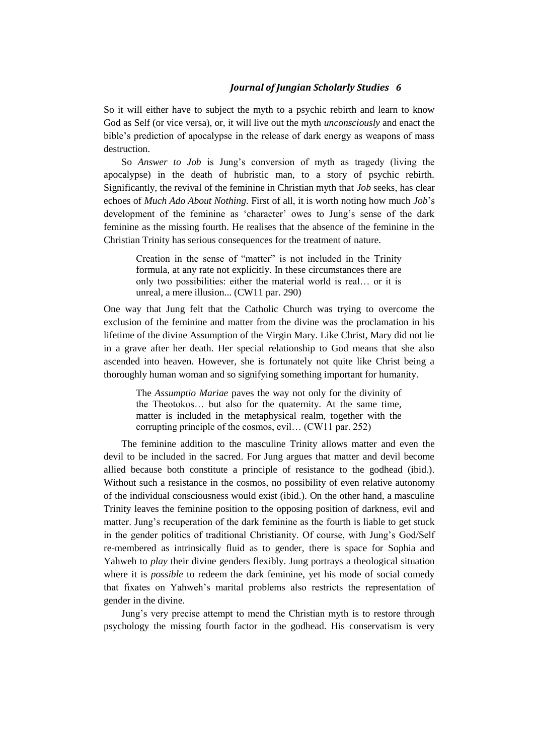So it will either have to subject the myth to a psychic rebirth and learn to know God as Self (or vice versa), or, it will live out the myth *unconsciously* and enact the bible's prediction of apocalypse in the release of dark energy as weapons of mass destruction.

So *Answer to Job* is Jung's conversion of myth as tragedy (living the apocalypse) in the death of hubristic man, to a story of psychic rebirth. Significantly, the revival of the feminine in Christian myth that *Job* seeks, has clear echoes of *Much Ado About Nothing*. First of all, it is worth noting how much *Job*'s development of the feminine as 'character' owes to Jung's sense of the dark feminine as the missing fourth. He realises that the absence of the feminine in the Christian Trinity has serious consequences for the treatment of nature.

> Creation in the sense of "matter" is not included in the Trinity formula, at any rate not explicitly. In these circumstances there are only two possibilities: either the material world is real… or it is unreal, a mere illusion... (CW11 par. 290)

One way that Jung felt that the Catholic Church was trying to overcome the exclusion of the feminine and matter from the divine was the proclamation in his lifetime of the divine Assumption of the Virgin Mary. Like Christ, Mary did not lie in a grave after her death. Her special relationship to God means that she also ascended into heaven. However, she is fortunately not quite like Christ being a thoroughly human woman and so signifying something important for humanity.

> The *Assumptio Mariae* paves the way not only for the divinity of the Theotokos… but also for the quaternity. At the same time, matter is included in the metaphysical realm, together with the corrupting principle of the cosmos, evil… (CW11 par. 252)

The feminine addition to the masculine Trinity allows matter and even the devil to be included in the sacred. For Jung argues that matter and devil become allied because both constitute a principle of resistance to the godhead (ibid.). Without such a resistance in the cosmos, no possibility of even relative autonomy of the individual consciousness would exist (ibid.). On the other hand, a masculine Trinity leaves the feminine position to the opposing position of darkness, evil and matter. Jung's recuperation of the dark feminine as the fourth is liable to get stuck in the gender politics of traditional Christianity. Of course, with Jung's God/Self re-membered as intrinsically fluid as to gender, there is space for Sophia and Yahweh to *play* their divine genders flexibly. Jung portrays a theological situation where it is *possible* to redeem the dark feminine, yet his mode of social comedy that fixates on Yahweh's marital problems also restricts the representation of gender in the divine.

Jung's very precise attempt to mend the Christian myth is to restore through psychology the missing fourth factor in the godhead. His conservatism is very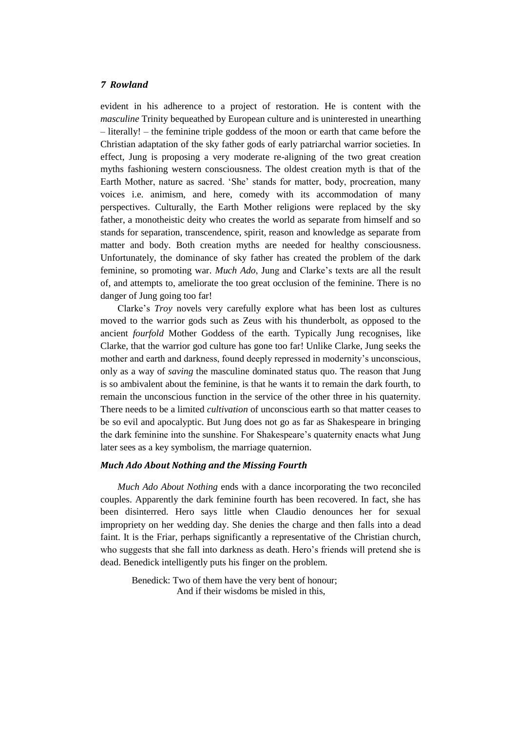evident in his adherence to a project of restoration. He is content with the *masculine* Trinity bequeathed by European culture and is uninterested in unearthing – literally! – the feminine triple goddess of the moon or earth that came before the Christian adaptation of the sky father gods of early patriarchal warrior societies. In effect, Jung is proposing a very moderate re-aligning of the two great creation myths fashioning western consciousness. The oldest creation myth is that of the Earth Mother, nature as sacred. 'She' stands for matter, body, procreation, many voices i.e. animism, and here, comedy with its accommodation of many perspectives. Culturally, the Earth Mother religions were replaced by the sky father, a monotheistic deity who creates the world as separate from himself and so stands for separation, transcendence, spirit, reason and knowledge as separate from matter and body. Both creation myths are needed for healthy consciousness. Unfortunately, the dominance of sky father has created the problem of the dark feminine, so promoting war. *Much Ado*, Jung and Clarke's texts are all the result of, and attempts to, ameliorate the too great occlusion of the feminine. There is no danger of Jung going too far!

Clarke's *Troy* novels very carefully explore what has been lost as cultures moved to the warrior gods such as Zeus with his thunderbolt, as opposed to the ancient *fourfold* Mother Goddess of the earth. Typically Jung recognises, like Clarke, that the warrior god culture has gone too far! Unlike Clarke, Jung seeks the mother and earth and darkness, found deeply repressed in modernity's unconscious, only as a way of *saving* the masculine dominated status quo. The reason that Jung is so ambivalent about the feminine, is that he wants it to remain the dark fourth, to remain the unconscious function in the service of the other three in his quaternity. There needs to be a limited *cultivation* of unconscious earth so that matter ceases to be so evil and apocalyptic. But Jung does not go as far as Shakespeare in bringing the dark feminine into the sunshine. For Shakespeare's quaternity enacts what Jung later sees as a key symbolism, the marriage quaternion.

### *Much Ado About Nothing and the Missing Fourth*

*Much Ado About Nothing* ends with a dance incorporating the two reconciled couples. Apparently the dark feminine fourth has been recovered. In fact, she has been disinterred. Hero says little when Claudio denounces her for sexual impropriety on her wedding day. She denies the charge and then falls into a dead faint. It is the Friar, perhaps significantly a representative of the Christian church, who suggests that she fall into darkness as death. Hero's friends will pretend she is dead. Benedick intelligently puts his finger on the problem.

> Benedick: Two of them have the very bent of honour;
> And if their wisdoms be misled in this,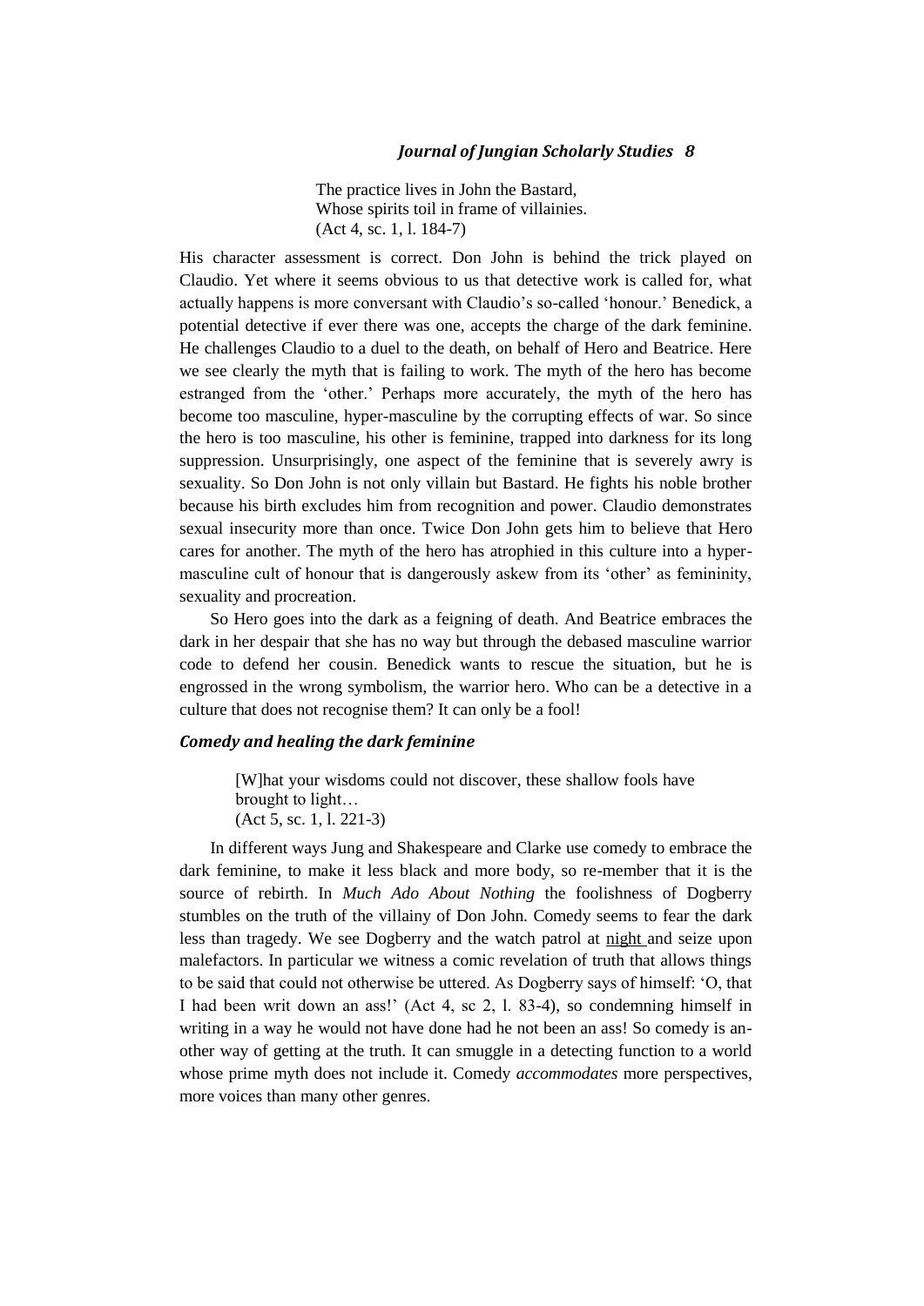> The practice lives in John the Bastard,
> Whose spirits toil in frame of villainies.
> (Act 4, sc. 1, l. 184-7)

His character assessment is correct. Don John is behind the trick played on Claudio. Yet where it seems obvious to us that detective work is called for, what actually happens is more conversant with Claudio's so-called 'honour.' Benedick, a potential detective if ever there was one, accepts the charge of the dark feminine. He challenges Claudio to a duel to the death, on behalf of Hero and Beatrice. Here we see clearly the myth that is failing to work. The myth of the hero has become estranged from the 'other.' Perhaps more accurately, the myth of the hero has become too masculine, hyper-masculine by the corrupting effects of war. So since the hero is too masculine, his other is feminine, trapped into darkness for its long suppression. Unsurprisingly, one aspect of the feminine that is severely awry is sexuality. So Don John is not only villain but Bastard. He fights his noble brother because his birth excludes him from recognition and power. Claudio demonstrates sexual insecurity more than once. Twice Don John gets him to believe that Hero cares for another. The myth of the hero has atrophied in this culture into a hyper-masculine cult of honour that is dangerously askew from its 'other' as femininity, sexuality and procreation.

So Hero goes into the dark as a feigning of death. And Beatrice embraces the dark in her despair that she has no way but through the debased masculine warrior code to defend her cousin. Benedick wants to rescue the situation, but he is engrossed in the wrong symbolism, the warrior hero. Who can be a detective in a culture that does not recognise them? It can only be a fool!

### *Comedy and healing the dark feminine*

> [W]hat your wisdoms could not discover, these shallow fools have brought to light…
> (Act 5, sc. 1, l. 221-3)

In different ways Jung and Shakespeare and Clarke use comedy to embrace the dark feminine, to make it less black and more body, so re-member that it is the source of rebirth. In *Much Ado About Nothing* the foolishness of Dogberry stumbles on the truth of the villainy of Don John. Comedy seems to fear the dark less than tragedy. We see Dogberry and the watch patrol at night and seize upon malefactors. In particular we witness a comic revelation of truth that allows things to be said that could not otherwise be uttered. As Dogberry says of himself: 'O, that I had been writ down an ass!' (Act 4, sc 2, l. 83-4), so condemning himself in writing in a way he would not have done had he not been an ass! So comedy is another way of getting at the truth. It can smuggle in a detecting function to a world whose prime myth does not include it. Comedy *accommodates* more perspectives, more voices than many other genres.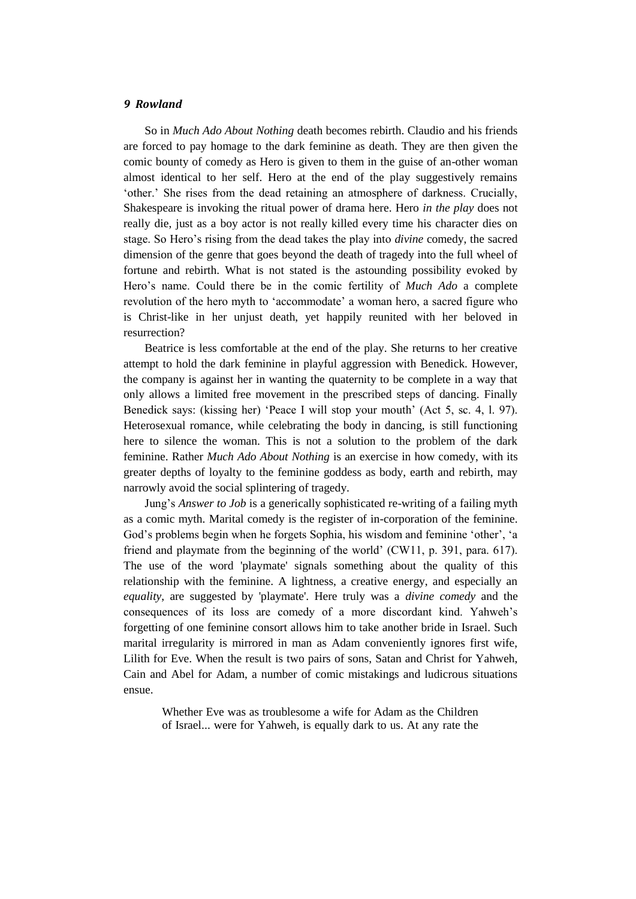So in *Much Ado About Nothing* death becomes rebirth. Claudio and his friends are forced to pay homage to the dark feminine as death. They are then given the comic bounty of comedy as Hero is given to them in the guise of an-other woman almost identical to her self. Hero at the end of the play suggestively remains 'other.' She rises from the dead retaining an atmosphere of darkness. Crucially, Shakespeare is invoking the ritual power of drama here. Hero *in the play* does not really die, just as a boy actor is not really killed every time his character dies on stage. So Hero's rising from the dead takes the play into *divine* comedy, the sacred dimension of the genre that goes beyond the death of tragedy into the full wheel of fortune and rebirth. What is not stated is the astounding possibility evoked by Hero's name. Could there be in the comic fertility of *Much Ado* a complete revolution of the hero myth to 'accommodate' a woman hero, a sacred figure who is Christ-like in her unjust death, yet happily reunited with her beloved in resurrection?

Beatrice is less comfortable at the end of the play. She returns to her creative attempt to hold the dark feminine in playful aggression with Benedick. However, the company is against her in wanting the quaternity to be complete in a way that only allows a limited free movement in the prescribed steps of dancing. Finally Benedick says: (kissing her) 'Peace I will stop your mouth' (Act 5, sc. 4, l. 97). Heterosexual romance, while celebrating the body in dancing, is still functioning here to silence the woman. This is not a solution to the problem of the dark feminine. Rather *Much Ado About Nothing* is an exercise in how comedy, with its greater depths of loyalty to the feminine goddess as body, earth and rebirth, may narrowly avoid the social splintering of tragedy.

Jung's *Answer to Job* is a generically sophisticated re-writing of a failing myth as a comic myth. Marital comedy is the register of in-corporation of the feminine. God's problems begin when he forgets Sophia, his wisdom and feminine 'other', 'a friend and playmate from the beginning of the world' (CW11, p. 391, para. 617). The use of the word 'playmate' signals something about the quality of this relationship with the feminine. A lightness, a creative energy, and especially an *equality*, are suggested by 'playmate'. Here truly was a *divine comedy* and the consequences of its loss are comedy of a more discordant kind. Yahweh's forgetting of one feminine consort allows him to take another bride in Israel. Such marital irregularity is mirrored in man as Adam conveniently ignores first wife, Lilith for Eve. When the result is two pairs of sons, Satan and Christ for Yahweh, Cain and Abel for Adam, a number of comic mistakings and ludicrous situations ensue.

> Whether Eve was as troublesome a wife for Adam as the Children of Israel... were for Yahweh, is equally dark to us. At any rate the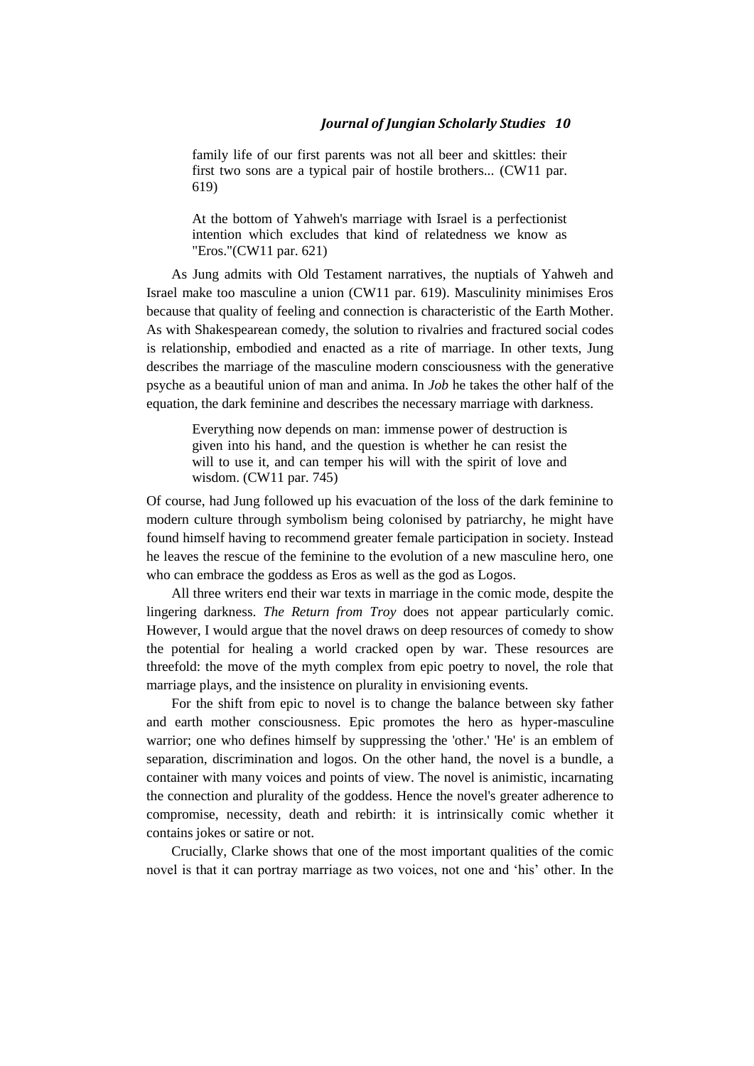> family life of our first parents was not all beer and skittles: their first two sons are a typical pair of hostile brothers... (CW11 par. 619)

> At the bottom of Yahweh's marriage with Israel is a perfectionist intention which excludes that kind of relatedness we know as "Eros."(CW11 par. 621)

As Jung admits with Old Testament narratives, the nuptials of Yahweh and Israel make too masculine a union (CW11 par. 619). Masculinity minimises Eros because that quality of feeling and connection is characteristic of the Earth Mother. As with Shakespearean comedy, the solution to rivalries and fractured social codes is relationship, embodied and enacted as a rite of marriage. In other texts, Jung describes the marriage of the masculine modern consciousness with the generative psyche as a beautiful union of man and anima. In *Job* he takes the other half of the equation, the dark feminine and describes the necessary marriage with darkness.

> Everything now depends on man: immense power of destruction is given into his hand, and the question is whether he can resist the will to use it, and can temper his will with the spirit of love and wisdom. (CW11 par. 745)

Of course, had Jung followed up his evacuation of the loss of the dark feminine to modern culture through symbolism being colonised by patriarchy, he might have found himself having to recommend greater female participation in society. Instead he leaves the rescue of the feminine to the evolution of a new masculine hero, one who can embrace the goddess as Eros as well as the god as Logos.

All three writers end their war texts in marriage in the comic mode, despite the lingering darkness. *The Return from Troy* does not appear particularly comic. However, I would argue that the novel draws on deep resources of comedy to show the potential for healing a world cracked open by war. These resources are threefold: the move of the myth complex from epic poetry to novel, the role that marriage plays, and the insistence on plurality in envisioning events.

For the shift from epic to novel is to change the balance between sky father and earth mother consciousness. Epic promotes the hero as hyper-masculine warrior; one who defines himself by suppressing the 'other.' 'He' is an emblem of separation, discrimination and logos. On the other hand, the novel is a bundle, a container with many voices and points of view. The novel is animistic, incarnating the connection and plurality of the goddess. Hence the novel's greater adherence to compromise, necessity, death and rebirth: it is intrinsically comic whether it contains jokes or satire or not.

Crucially, Clarke shows that one of the most important qualities of the comic novel is that it can portray marriage as two voices, not one and 'his' other. In the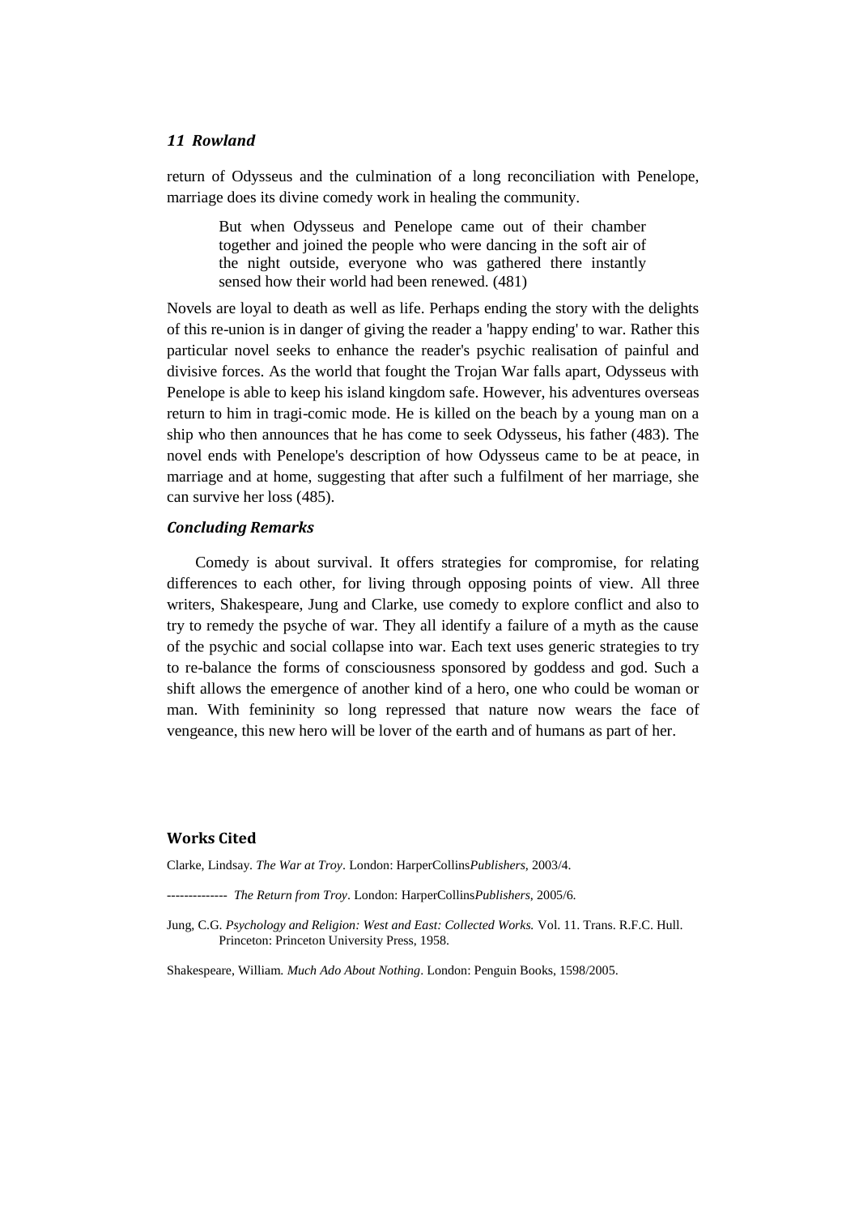return of Odysseus and the culmination of a long reconciliation with Penelope, marriage does its divine comedy work in healing the community.

> But when Odysseus and Penelope came out of their chamber together and joined the people who were dancing in the soft air of the night outside, everyone who was gathered there instantly sensed how their world had been renewed. (481)

Novels are loyal to death as well as life. Perhaps ending the story with the delights of this re-union is in danger of giving the reader a 'happy ending' to war. Rather this particular novel seeks to enhance the reader's psychic realisation of painful and divisive forces. As the world that fought the Trojan War falls apart, Odysseus with Penelope is able to keep his island kingdom safe. However, his adventures overseas return to him in tragi-comic mode. He is killed on the beach by a young man on a ship who then announces that he has come to seek Odysseus, his father (483). The novel ends with Penelope's description of how Odysseus came to be at peace, in marriage and at home, suggesting that after such a fulfilment of her marriage, she can survive her loss (485).

### *Concluding Remarks*

Comedy is about survival. It offers strategies for compromise, for relating differences to each other, for living through opposing points of view. All three writers, Shakespeare, Jung and Clarke, use comedy to explore conflict and also to try to remedy the psyche of war. They all identify a failure of a myth as the cause of the psychic and social collapse into war. Each text uses generic strategies to try to re-balance the forms of consciousness sponsored by goddess and god. Such a shift allows the emergence of another kind of a hero, one who could be woman or man. With femininity so long repressed that nature now wears the face of vengeance, this new hero will be lover of the earth and of humans as part of her.

## Works Cited

Clarke, Lindsay. *The War at Troy*. London: HarperCollins*Publishers*, 2003/4.

-------------- *The Return from Troy*. London: HarperCollins*Publishers*, 2005/6.

Jung, C.G. *Psychology and Religion: West and East: Collected Works.* Vol. 11. Trans. R.F.C. Hull. Princeton: Princeton University Press, 1958.

Shakespeare, William. *Much Ado About Nothing*. London: Penguin Books, 1598/2005.